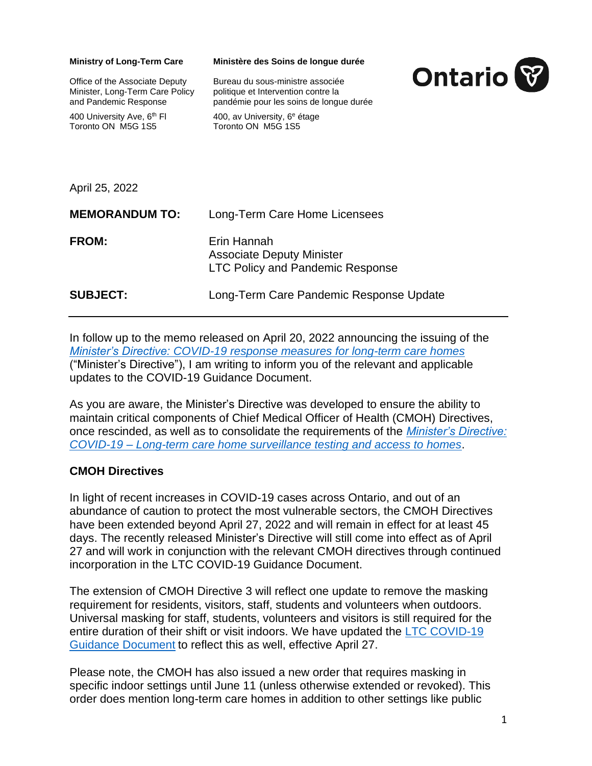**Ministry of Long-Term Care**

Office of the Associate Deputy Minister, Long-Term Care Policy and Pandemic Response

400 University Ave, 6th Fl
Toronto ON M5G 1S5

**Ministère des Soins de longue durée**

Bureau du sous-ministre associée politique et Intervention contre la pandémie pour les soins de longue durée

400, av University, 6e étage
Toronto ON M5G 1S5

Ontario

April 25, 2022

| | |
|---|---|
| **MEMORANDUM TO:** | Long-Term Care Home Licensees |
| **FROM:** | Erin Hannah<br>Associate Deputy Minister<br>LTC Policy and Pandemic Response |
| **SUBJECT:** | Long-Term Care Pandemic Response Update |

---

In follow up to the memo released on April 20, 2022 announcing the issuing of the *Minister's Directive: COVID-19 response measures for long-term care homes* ("Minister's Directive"), I am writing to inform you of the relevant and applicable updates to the COVID-19 Guidance Document.

As you are aware, the Minister's Directive was developed to ensure the ability to maintain critical components of Chief Medical Officer of Health (CMOH) Directives, once rescinded, as well as to consolidate the requirements of the *Minister's Directive: COVID-19 – Long-term care home surveillance testing and access to homes*.

## CMOH Directives

In light of recent increases in COVID-19 cases across Ontario, and out of an abundance of caution to protect the most vulnerable sectors, the CMOH Directives have been extended beyond April 27, 2022 and will remain in effect for at least 45 days. The recently released Minister's Directive will still come into effect as of April 27 and will work in conjunction with the relevant CMOH directives through continued incorporation in the LTC COVID-19 Guidance Document.

The extension of CMOH Directive 3 will reflect one update to remove the masking requirement for residents, visitors, staff, students and volunteers when outdoors. Universal masking for staff, students, volunteers and visitors is still required for the entire duration of their shift or visit indoors. We have updated the LTC COVID-19 Guidance Document to reflect this as well, effective April 27.

Please note, the CMOH has also issued a new order that requires masking in specific indoor settings until June 11 (unless otherwise extended or revoked). This order does mention long-term care homes in addition to other settings like public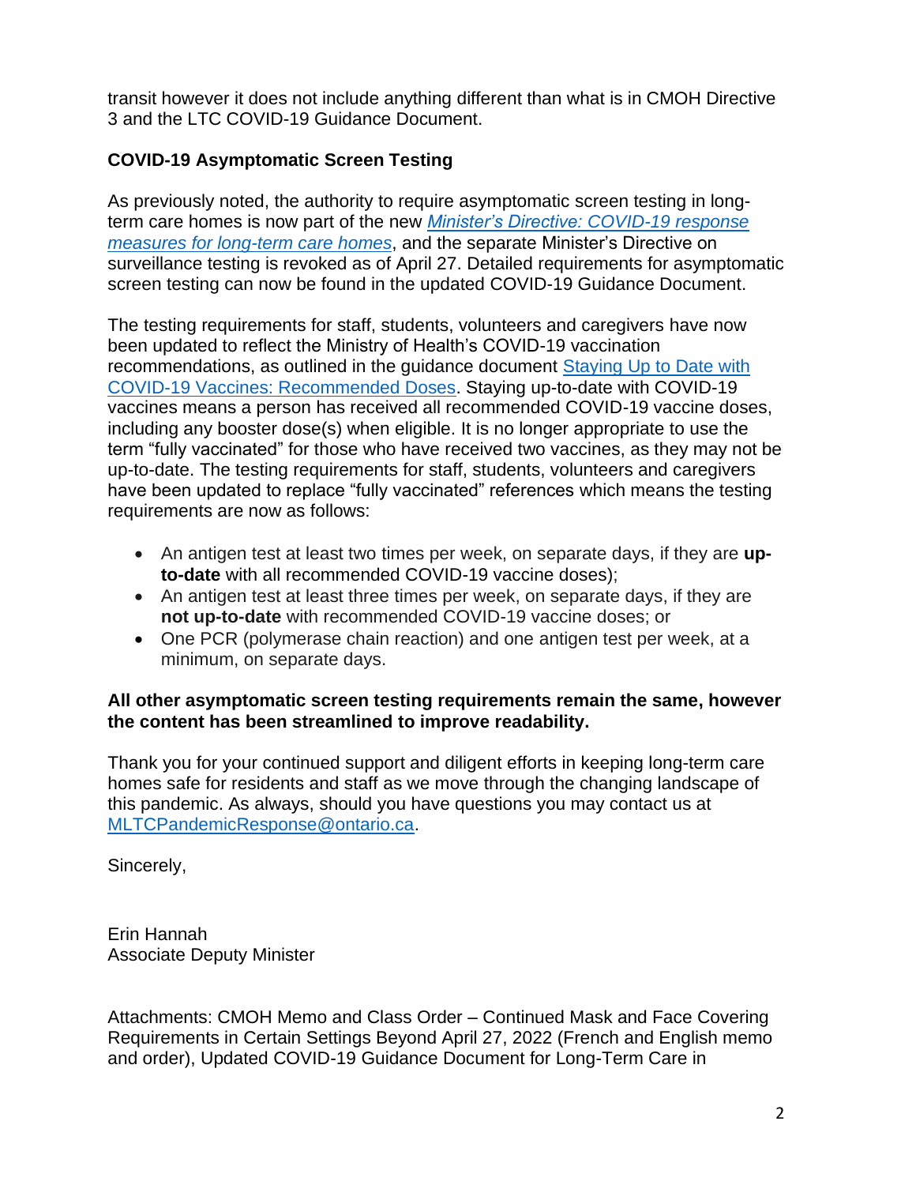transit however it does not include anything different than what is in CMOH Directive 3 and the LTC COVID-19 Guidance Document.

**COVID-19 Asymptomatic Screen Testing**

As previously noted, the authority to require asymptomatic screen testing in long-term care homes is now part of the new [*Minister's Directive: COVID-19 response measures for long-term care homes*](), and the separate Minister's Directive on surveillance testing is revoked as of April 27. Detailed requirements for asymptomatic screen testing can now be found in the updated COVID-19 Guidance Document.

The testing requirements for staff, students, volunteers and caregivers have now been updated to reflect the Ministry of Health's COVID-19 vaccination recommendations, as outlined in the guidance document [Staying Up to Date with COVID-19 Vaccines: Recommended Doses](). Staying up-to-date with COVID-19 vaccines means a person has received all recommended COVID-19 vaccine doses, including any booster dose(s) when eligible. It is no longer appropriate to use the term "fully vaccinated" for those who have received two vaccines, as they may not be up-to-date. The testing requirements for staff, students, volunteers and caregivers have been updated to replace "fully vaccinated" references which means the testing requirements are now as follows:

- An antigen test at least two times per week, on separate days, if they are **up-to-date** with all recommended COVID-19 vaccine doses);
- An antigen test at least three times per week, on separate days, if they are **not up-to-date** with recommended COVID-19 vaccine doses; or
- One PCR (polymerase chain reaction) and one antigen test per week, at a minimum, on separate days.

**All other asymptomatic screen testing requirements remain the same, however the content has been streamlined to improve readability.**

Thank you for your continued support and diligent efforts in keeping long-term care homes safe for residents and staff as we move through the changing landscape of this pandemic. As always, should you have questions you may contact us at [MLTCPandemicResponse@ontario.ca]().

Sincerely,

Erin Hannah
Associate Deputy Minister

Attachments: CMOH Memo and Class Order – Continued Mask and Face Covering Requirements in Certain Settings Beyond April 27, 2022 (French and English memo and order), Updated COVID-19 Guidance Document for Long-Term Care in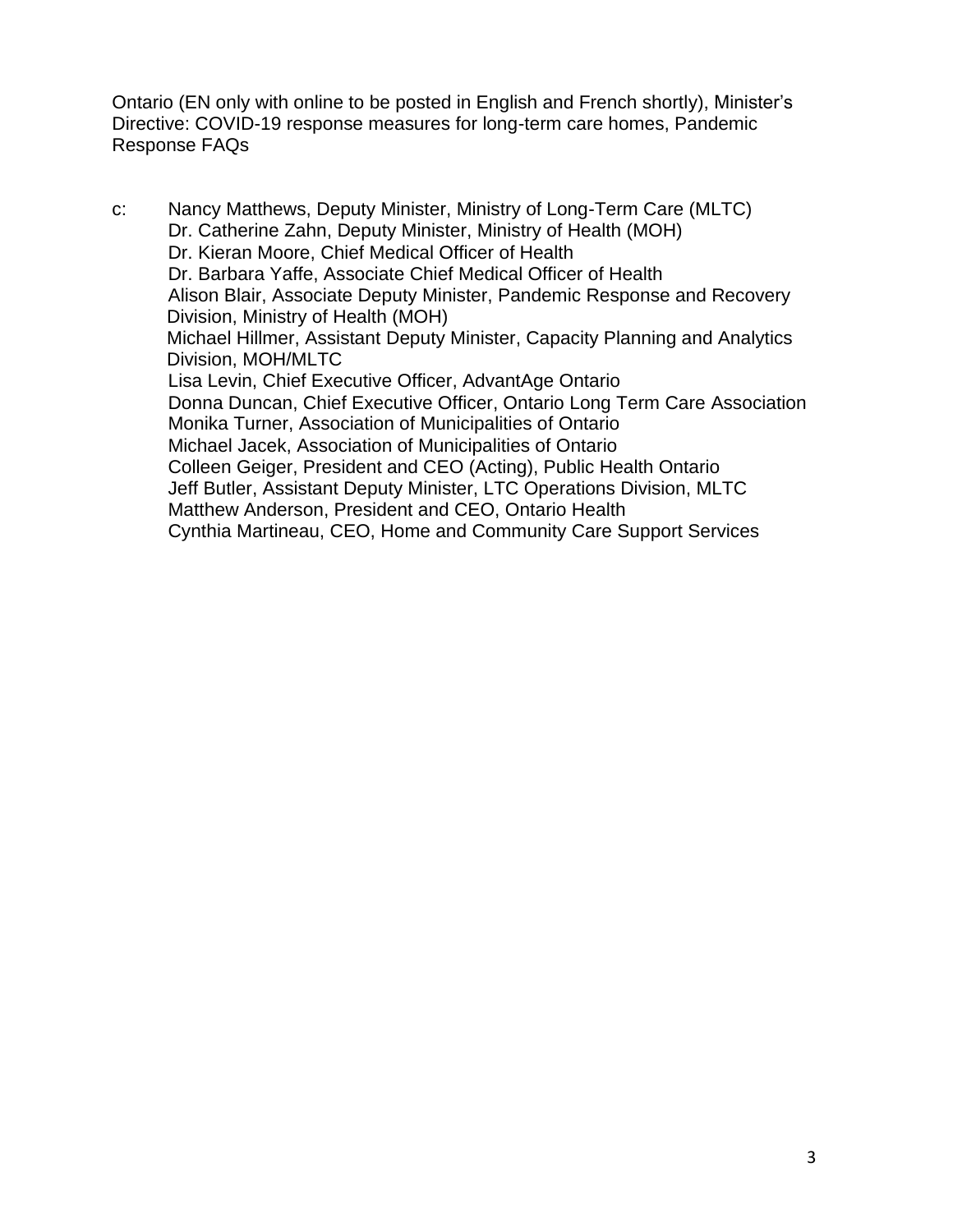Ontario (EN only with online to be posted in English and French shortly), Minister's Directive: COVID-19 response measures for long-term care homes, Pandemic Response FAQs

c: Nancy Matthews, Deputy Minister, Ministry of Long-Term Care (MLTC)
Dr. Catherine Zahn, Deputy Minister, Ministry of Health (MOH)
Dr. Kieran Moore, Chief Medical Officer of Health
Dr. Barbara Yaffe, Associate Chief Medical Officer of Health
Alison Blair, Associate Deputy Minister, Pandemic Response and Recovery Division, Ministry of Health (MOH)
Michael Hillmer, Assistant Deputy Minister, Capacity Planning and Analytics Division, MOH/MLTC
Lisa Levin, Chief Executive Officer, AdvantAge Ontario
Donna Duncan, Chief Executive Officer, Ontario Long Term Care Association
Monika Turner, Association of Municipalities of Ontario
Michael Jacek, Association of Municipalities of Ontario
Colleen Geiger, President and CEO (Acting), Public Health Ontario
Jeff Butler, Assistant Deputy Minister, LTC Operations Division, MLTC
Matthew Anderson, President and CEO, Ontario Health
Cynthia Martineau, CEO, Home and Community Care Support Services